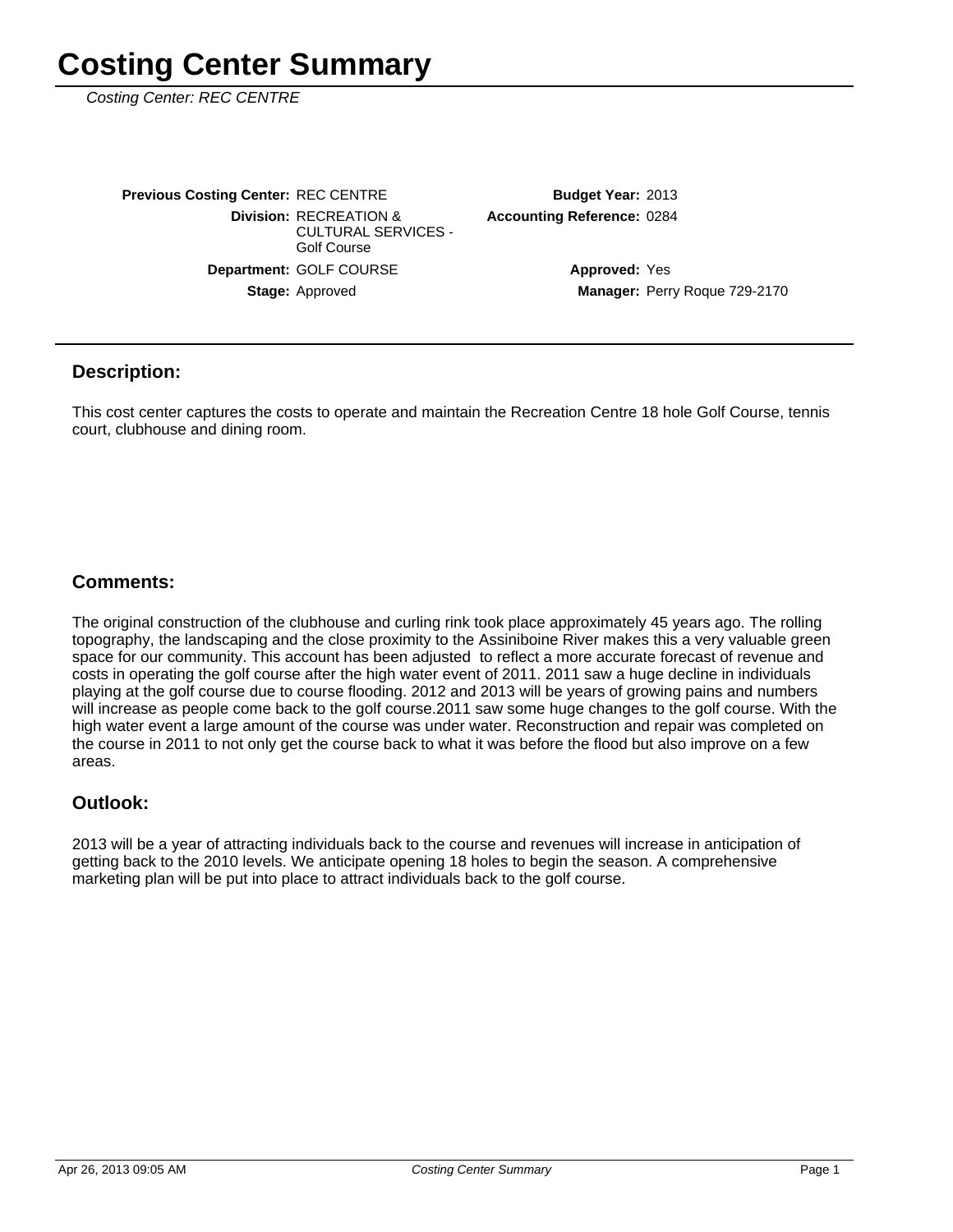# Costing Center Summary

*Costing Center: REC CENTRE*

| | | | |
|---|---|---|---|
| **Previous Costing Center:** | REC CENTRE | **Budget Year:** | 2013 |
| **Division:** | RECREATION & CULTURAL SERVICES - Golf Course | **Accounting Reference:** | 0284 |
| **Department:** | GOLF COURSE | **Approved:** | Yes |
| **Stage:** | Approved | **Manager:** | Perry Roque 729-2170 |

## Description:

This cost center captures the costs to operate and maintain the Recreation Centre 18 hole Golf Course, tennis court, clubhouse and dining room.

## Comments:

The original construction of the clubhouse and curling rink took place approximately 45 years ago. The rolling topography, the landscaping and the close proximity to the Assiniboine River makes this a very valuable green space for our community. This account has been adjusted to reflect a more accurate forecast of revenue and costs in operating the golf course after the high water event of 2011. 2011 saw a huge decline in individuals playing at the golf course due to course flooding. 2012 and 2013 will be years of growing pains and numbers will increase as people come back to the golf course.2011 saw some huge changes to the golf course. With the high water event a large amount of the course was under water. Reconstruction and repair was completed on the course in 2011 to not only get the course back to what it was before the flood but also improve on a few areas.

## Outlook:

2013 will be a year of attracting individuals back to the course and revenues will increase in anticipation of getting back to the 2010 levels. We anticipate opening 18 holes to begin the season. A comprehensive marketing plan will be put into place to attract individuals back to the golf course.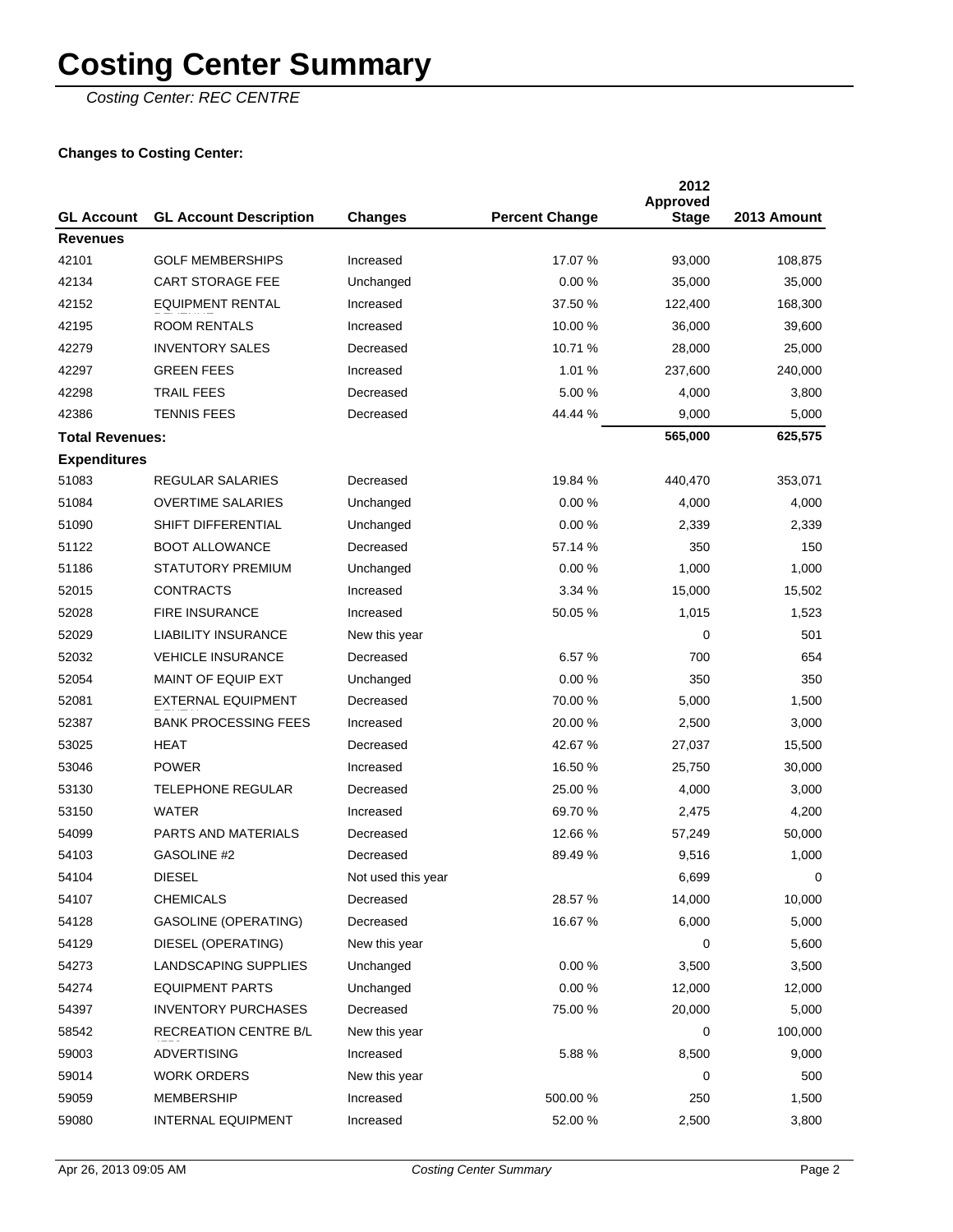# Costing Center Summary

*Costing Center: REC CENTRE*

**Changes to Costing Center:**

| GL Account | GL Account Description | Changes | Percent Change | 2012 Approved Stage | 2013 Amount |
|---|---|---|---|---|---|
| **Revenues** | | | | | |
| 42101 | GOLF MEMBERSHIPS | Increased | 17.07 % | 93,000 | 108,875 |
| 42134 | CART STORAGE FEE | Unchanged | 0.00 % | 35,000 | 35,000 |
| 42152 | EQUIPMENT RENTAL | Increased | 37.50 % | 122,400 | 168,300 |
| 42195 | ROOM RENTALS | Increased | 10.00 % | 36,000 | 39,600 |
| 42279 | INVENTORY SALES | Decreased | 10.71 % | 28,000 | 25,000 |
| 42297 | GREEN FEES | Increased | 1.01 % | 237,600 | 240,000 |
| 42298 | TRAIL FEES | Decreased | 5.00 % | 4,000 | 3,800 |
| 42386 | TENNIS FEES | Decreased | 44.44 % | 9,000 | 5,000 |
| **Total Revenues:** | | | | **565,000** | **625,575** |
| **Expenditures** | | | | | |
| 51083 | REGULAR SALARIES | Decreased | 19.84 % | 440,470 | 353,071 |
| 51084 | OVERTIME SALARIES | Unchanged | 0.00 % | 4,000 | 4,000 |
| 51090 | SHIFT DIFFERENTIAL | Unchanged | 0.00 % | 2,339 | 2,339 |
| 51122 | BOOT ALLOWANCE | Decreased | 57.14 % | 350 | 150 |
| 51186 | STATUTORY PREMIUM | Unchanged | 0.00 % | 1,000 | 1,000 |
| 52015 | CONTRACTS | Increased | 3.34 % | 15,000 | 15,502 |
| 52028 | FIRE INSURANCE | Increased | 50.05 % | 1,015 | 1,523 |
| 52029 | LIABILITY INSURANCE | New this year | | 0 | 501 |
| 52032 | VEHICLE INSURANCE | Decreased | 6.57 % | 700 | 654 |
| 52054 | MAINT OF EQUIP EXT | Unchanged | 0.00 % | 350 | 350 |
| 52081 | EXTERNAL EQUIPMENT | Decreased | 70.00 % | 5,000 | 1,500 |
| 52387 | BANK PROCESSING FEES | Increased | 20.00 % | 2,500 | 3,000 |
| 53025 | HEAT | Decreased | 42.67 % | 27,037 | 15,500 |
| 53046 | POWER | Increased | 16.50 % | 25,750 | 30,000 |
| 53130 | TELEPHONE REGULAR | Decreased | 25.00 % | 4,000 | 3,000 |
| 53150 | WATER | Increased | 69.70 % | 2,475 | 4,200 |
| 54099 | PARTS AND MATERIALS | Decreased | 12.66 % | 57,249 | 50,000 |
| 54103 | GASOLINE #2 | Decreased | 89.49 % | 9,516 | 1,000 |
| 54104 | DIESEL | Not used this year | | 6,699 | 0 |
| 54107 | CHEMICALS | Decreased | 28.57 % | 14,000 | 10,000 |
| 54128 | GASOLINE (OPERATING) | Decreased | 16.67 % | 6,000 | 5,000 |
| 54129 | DIESEL (OPERATING) | New this year | | 0 | 5,600 |
| 54273 | LANDSCAPING SUPPLIES | Unchanged | 0.00 % | 3,500 | 3,500 |
| 54274 | EQUIPMENT PARTS | Unchanged | 0.00 % | 12,000 | 12,000 |
| 54397 | INVENTORY PURCHASES | Decreased | 75.00 % | 20,000 | 5,000 |
| 58542 | RECREATION CENTRE B/L | New this year | | 0 | 100,000 |
| 59003 | ADVERTISING | Increased | 5.88 % | 8,500 | 9,000 |
| 59014 | WORK ORDERS | New this year | | 0 | 500 |
| 59059 | MEMBERSHIP | Increased | 500.00 % | 250 | 1,500 |
| 59080 | INTERNAL EQUIPMENT | Increased | 52.00 % | 2,500 | 3,800 |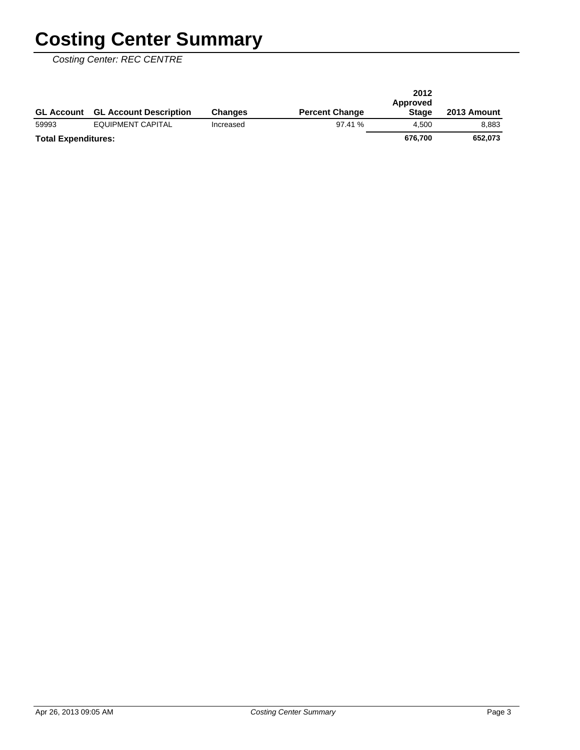# Costing Center Summary

*Costing Center: REC CENTRE*

| GL Account | GL Account Description | Changes | Percent Change | 2012 Approved Stage | 2013 Amount |
|---|---|---|---|---|---|
| 59993 | EQUIPMENT CAPITAL | Increased | 97.41 % | 4,500 | 8,883 |
| **Total Expenditures:** | | | | **676,700** | **652,073** |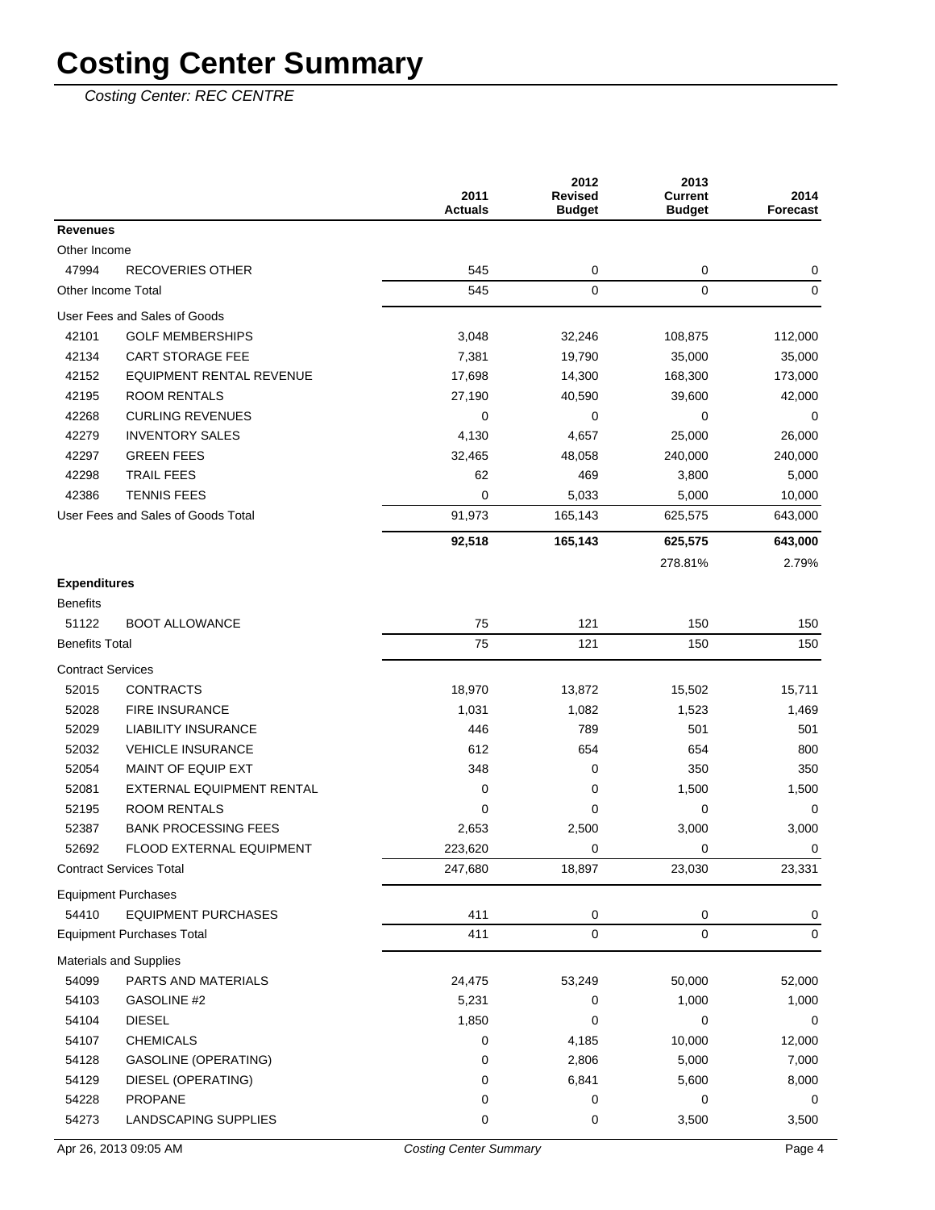# Costing Center Summary

*Costing Center: REC CENTRE*

| | | 2011 Actuals | 2012 Revised Budget | 2013 Current Budget | 2014 Forecast |
|---|---|---|---|---|---|
| **Revenues** | | | | | |
| Other Income | | | | | |
| 47994 | RECOVERIES OTHER | 545 | 0 | 0 | 0 |
| Other Income Total | | 545 | 0 | 0 | 0 |
| User Fees and Sales of Goods | | | | | |
| 42101 | GOLF MEMBERSHIPS | 3,048 | 32,246 | 108,875 | 112,000 |
| 42134 | CART STORAGE FEE | 7,381 | 19,790 | 35,000 | 35,000 |
| 42152 | EQUIPMENT RENTAL REVENUE | 17,698 | 14,300 | 168,300 | 173,000 |
| 42195 | ROOM RENTALS | 27,190 | 40,590 | 39,600 | 42,000 |
| 42268 | CURLING REVENUES | 0 | 0 | 0 | 0 |
| 42279 | INVENTORY SALES | 4,130 | 4,657 | 25,000 | 26,000 |
| 42297 | GREEN FEES | 32,465 | 48,058 | 240,000 | 240,000 |
| 42298 | TRAIL FEES | 62 | 469 | 3,800 | 5,000 |
| 42386 | TENNIS FEES | 0 | 5,033 | 5,000 | 10,000 |
| User Fees and Sales of Goods Total | | 91,973 | 165,143 | 625,575 | 643,000 |
| | | **92,518** | **165,143** | **625,575** | **643,000** |
| | | | | 278.81% | 2.79% |
| **Expenditures** | | | | | |
| Benefits | | | | | |
| 51122 | BOOT ALLOWANCE | 75 | 121 | 150 | 150 |
| Benefits Total | | 75 | 121 | 150 | 150 |
| Contract Services | | | | | |
| 52015 | CONTRACTS | 18,970 | 13,872 | 15,502 | 15,711 |
| 52028 | FIRE INSURANCE | 1,031 | 1,082 | 1,523 | 1,469 |
| 52029 | LIABILITY INSURANCE | 446 | 789 | 501 | 501 |
| 52032 | VEHICLE INSURANCE | 612 | 654 | 654 | 800 |
| 52054 | MAINT OF EQUIP EXT | 348 | 0 | 350 | 350 |
| 52081 | EXTERNAL EQUIPMENT RENTAL | 0 | 0 | 1,500 | 1,500 |
| 52195 | ROOM RENTALS | 0 | 0 | 0 | 0 |
| 52387 | BANK PROCESSING FEES | 2,653 | 2,500 | 3,000 | 3,000 |
| 52692 | FLOOD EXTERNAL EQUIPMENT | 223,620 | 0 | 0 | 0 |
| Contract Services Total | | 247,680 | 18,897 | 23,030 | 23,331 |
| Equipment Purchases | | | | | |
| 54410 | EQUIPMENT PURCHASES | 411 | 0 | 0 | 0 |
| Equipment Purchases Total | | 411 | 0 | 0 | 0 |
| Materials and Supplies | | | | | |
| 54099 | PARTS AND MATERIALS | 24,475 | 53,249 | 50,000 | 52,000 |
| 54103 | GASOLINE #2 | 5,231 | 0 | 1,000 | 1,000 |
| 54104 | DIESEL | 1,850 | 0 | 0 | 0 |
| 54107 | CHEMICALS | 0 | 4,185 | 10,000 | 12,000 |
| 54128 | GASOLINE (OPERATING) | 0 | 2,806 | 5,000 | 7,000 |
| 54129 | DIESEL (OPERATING) | 0 | 6,841 | 5,600 | 8,000 |
| 54228 | PROPANE | 0 | 0 | 0 | 0 |
| 54273 | LANDSCAPING SUPPLIES | 0 | 0 | 3,500 | 3,500 |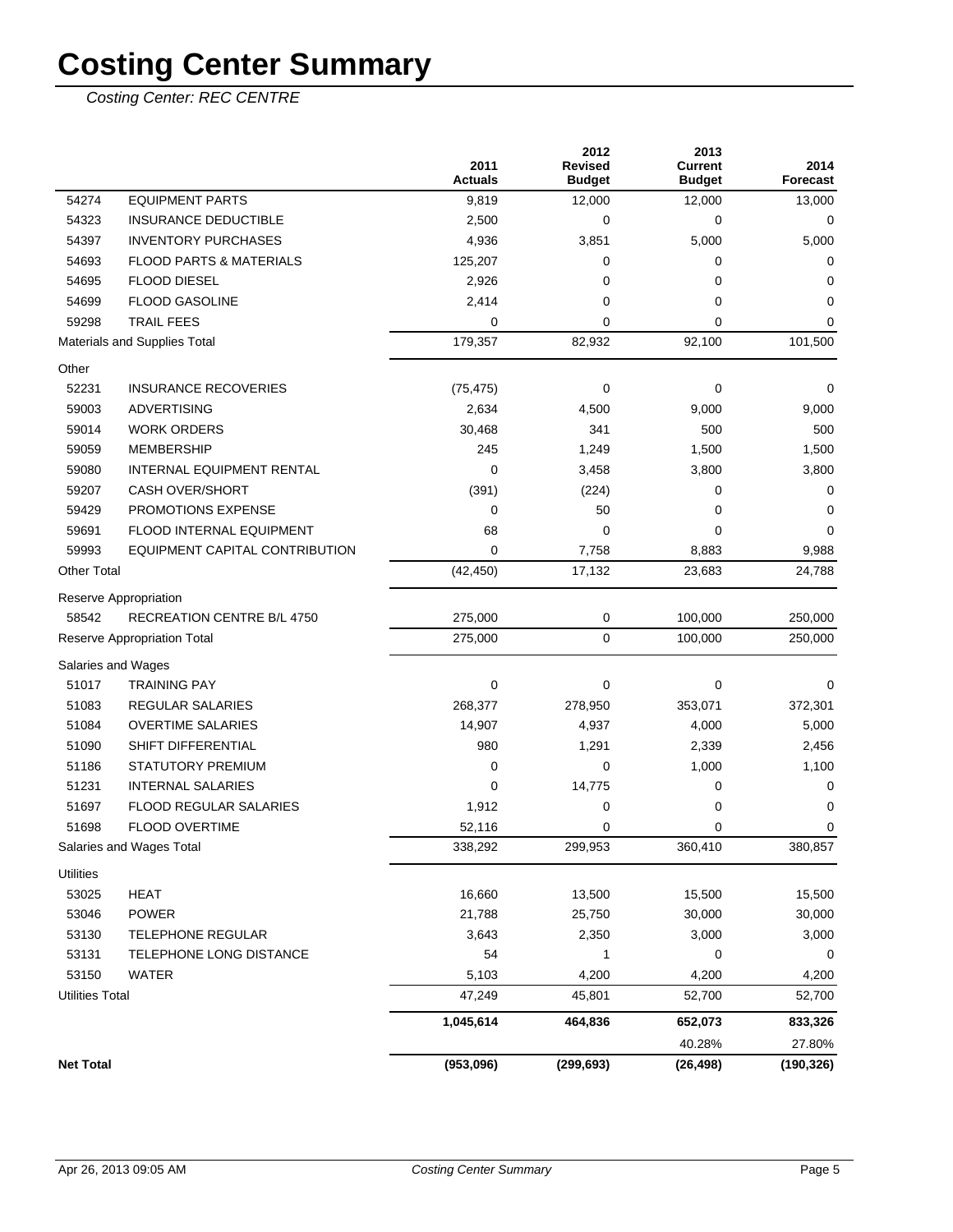# Costing Center Summary

*Costing Center: REC CENTRE*

| | | 2011 Actuals | 2012 Revised Budget | 2013 Current Budget | 2014 Forecast |
|---|---|---|---|---|---|
| 54274 | EQUIPMENT PARTS | 9,819 | 12,000 | 12,000 | 13,000 |
| 54323 | INSURANCE DEDUCTIBLE | 2,500 | 0 | 0 | 0 |
| 54397 | INVENTORY PURCHASES | 4,936 | 3,851 | 5,000 | 5,000 |
| 54693 | FLOOD PARTS & MATERIALS | 125,207 | 0 | 0 | 0 |
| 54695 | FLOOD DIESEL | 2,926 | 0 | 0 | 0 |
| 54699 | FLOOD GASOLINE | 2,414 | 0 | 0 | 0 |
| 59298 | TRAIL FEES | 0 | 0 | 0 | 0 |
| Materials and Supplies Total | | 179,357 | 82,932 | 92,100 | 101,500 |
| Other | | | | | |
| 52231 | INSURANCE RECOVERIES | (75,475) | 0 | 0 | 0 |
| 59003 | ADVERTISING | 2,634 | 4,500 | 9,000 | 9,000 |
| 59014 | WORK ORDERS | 30,468 | 341 | 500 | 500 |
| 59059 | MEMBERSHIP | 245 | 1,249 | 1,500 | 1,500 |
| 59080 | INTERNAL EQUIPMENT RENTAL | 0 | 3,458 | 3,800 | 3,800 |
| 59207 | CASH OVER/SHORT | (391) | (224) | 0 | 0 |
| 59429 | PROMOTIONS EXPENSE | 0 | 50 | 0 | 0 |
| 59691 | FLOOD INTERNAL EQUIPMENT | 68 | 0 | 0 | 0 |
| 59993 | EQUIPMENT CAPITAL CONTRIBUTION | 0 | 7,758 | 8,883 | 9,988 |
| Other Total | | (42,450) | 17,132 | 23,683 | 24,788 |
| Reserve Appropriation | | | | | |
| 58542 | RECREATION CENTRE B/L 4750 | 275,000 | 0 | 100,000 | 250,000 |
| Reserve Appropriation Total | | 275,000 | 0 | 100,000 | 250,000 |
| Salaries and Wages | | | | | |
| 51017 | TRAINING PAY | 0 | 0 | 0 | 0 |
| 51083 | REGULAR SALARIES | 268,377 | 278,950 | 353,071 | 372,301 |
| 51084 | OVERTIME SALARIES | 14,907 | 4,937 | 4,000 | 5,000 |
| 51090 | SHIFT DIFFERENTIAL | 980 | 1,291 | 2,339 | 2,456 |
| 51186 | STATUTORY PREMIUM | 0 | 0 | 1,000 | 1,100 |
| 51231 | INTERNAL SALARIES | 0 | 14,775 | 0 | 0 |
| 51697 | FLOOD REGULAR SALARIES | 1,912 | 0 | 0 | 0 |
| 51698 | FLOOD OVERTIME | 52,116 | 0 | 0 | 0 |
| Salaries and Wages Total | | 338,292 | 299,953 | 360,410 | 380,857 |
| Utilities | | | | | |
| 53025 | HEAT | 16,660 | 13,500 | 15,500 | 15,500 |
| 53046 | POWER | 21,788 | 25,750 | 30,000 | 30,000 |
| 53130 | TELEPHONE REGULAR | 3,643 | 2,350 | 3,000 | 3,000 |
| 53131 | TELEPHONE LONG DISTANCE | 54 | 1 | 0 | 0 |
| 53150 | WATER | 5,103 | 4,200 | 4,200 | 4,200 |
| Utilities Total | | 47,249 | 45,801 | 52,700 | 52,700 |
| | | **1,045,614** | **464,836** | **652,073** | **833,326** |
| | | | | 40.28% | 27.80% |
| **Net Total** | | **(953,096)** | **(299,693)** | **(26,498)** | **(190,326)** |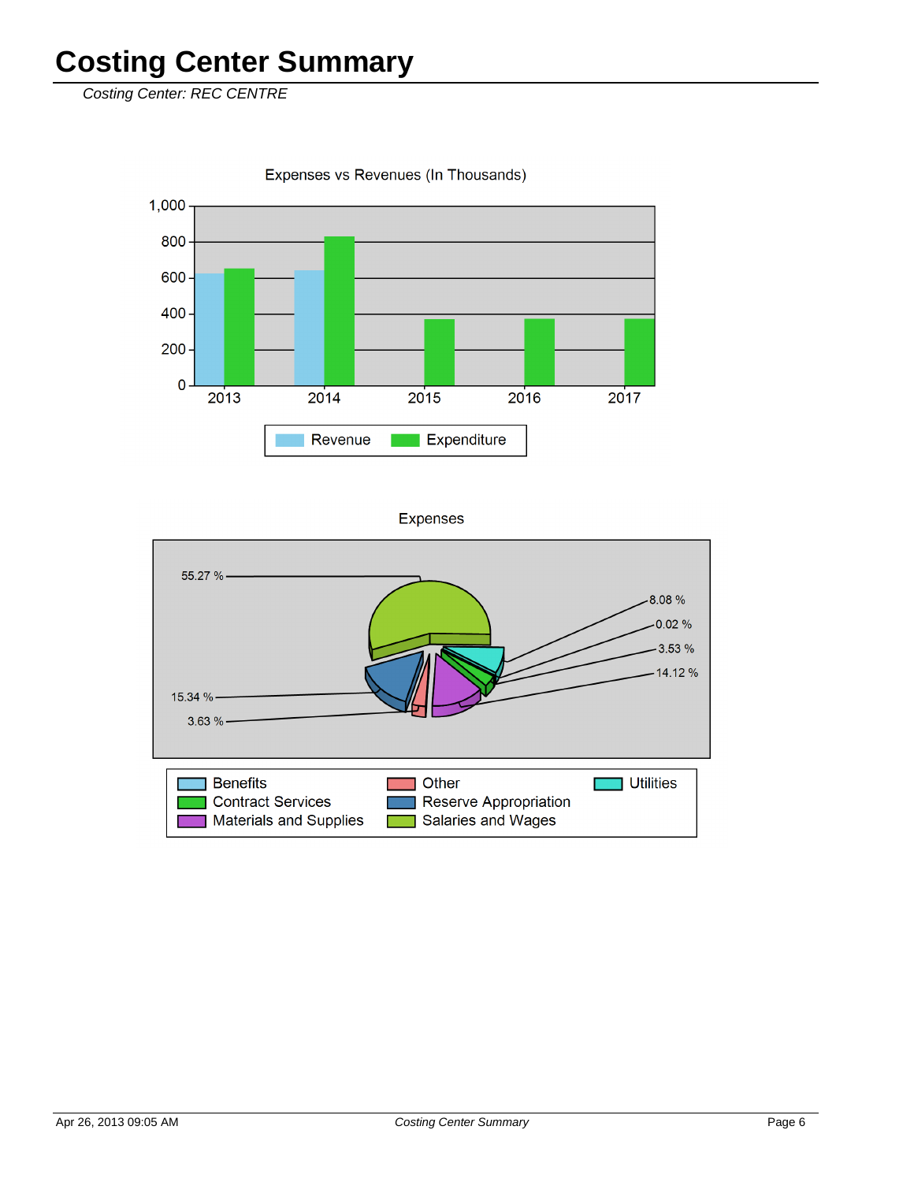# Costing Center Summary

*Costing Center: REC CENTRE*

Expenses vs Revenues (In Thousands)

1,000
800
600
400
200
0

2013
2014
2015
2016
2017

Revenue
Expenditure

Expenses

55.27 %
8.08 %
0.02 %
3.53 %
14.12 %
15.34 %
3.63 %

Benefits
Other
Utilities
Contract Services
Reserve Appropriation
Materials and Supplies
Salaries and Wages